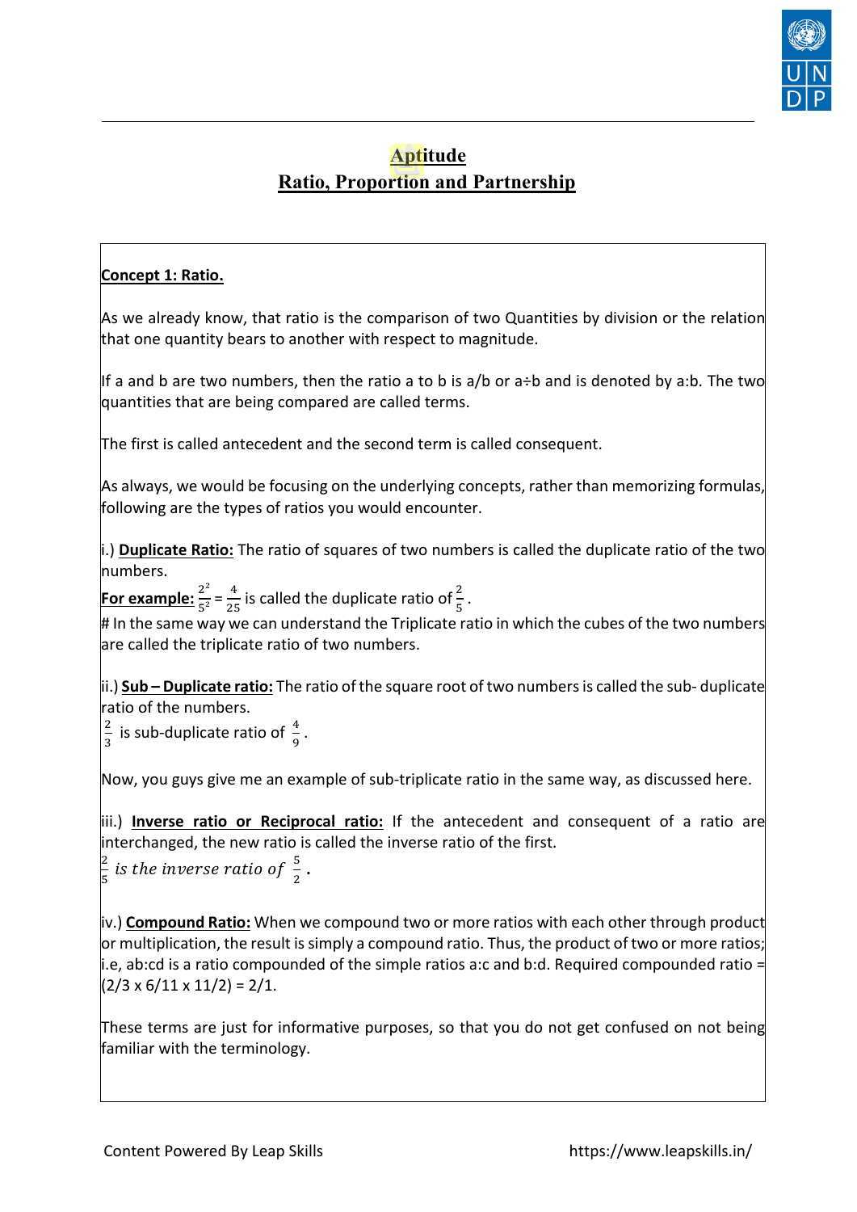# Aptitude
## Ratio, Proportion and Partnership

**Concept 1: Ratio.**

As we already know, that ratio is the comparison of two Quantities by division or the relation that one quantity bears to another with respect to magnitude.

If a and b are two numbers, then the ratio a to b is a/b or a÷b and is denoted by a:b. The two quantities that are being compared are called terms.

The first is called antecedent and the second term is called consequent.

As always, we would be focusing on the underlying concepts, rather than memorizing formulas, following are the types of ratios you would encounter.

i.) **Duplicate Ratio:** The ratio of squares of two numbers is called the duplicate ratio of the two numbers.

**For example:** $\frac{2^2}{5^2} = \frac{4}{25}$ is called the duplicate ratio of $\frac{2}{5}$.

# In the same way we can understand the Triplicate ratio in which the cubes of the two numbers are called the triplicate ratio of two numbers.

ii.) **Sub – Duplicate ratio:** The ratio of the square root of two numbers is called the sub- duplicate ratio of the numbers.

$\frac{2}{3}$ is sub-duplicate ratio of $\frac{4}{9}$.

Now, you guys give me an example of sub-triplicate ratio in the same way, as discussed here.

iii.) **Inverse ratio or Reciprocal ratio:** If the antecedent and consequent of a ratio are interchanged, the new ratio is called the inverse ratio of the first.

$\frac{2}{5}$ *is the inverse ratio of* $\frac{5}{2}$.

iv.) **Compound Ratio:** When we compound two or more ratios with each other through product or multiplication, the result is simply a compound ratio. Thus, the product of two or more ratios; i.e, ab:cd is a ratio compounded of the simple ratios a:c and b:d. Required compounded ratio = (2/3 x 6/11 x 11/2) = 2/1.

These terms are just for informative purposes, so that you do not get confused on not being familiar with the terminology.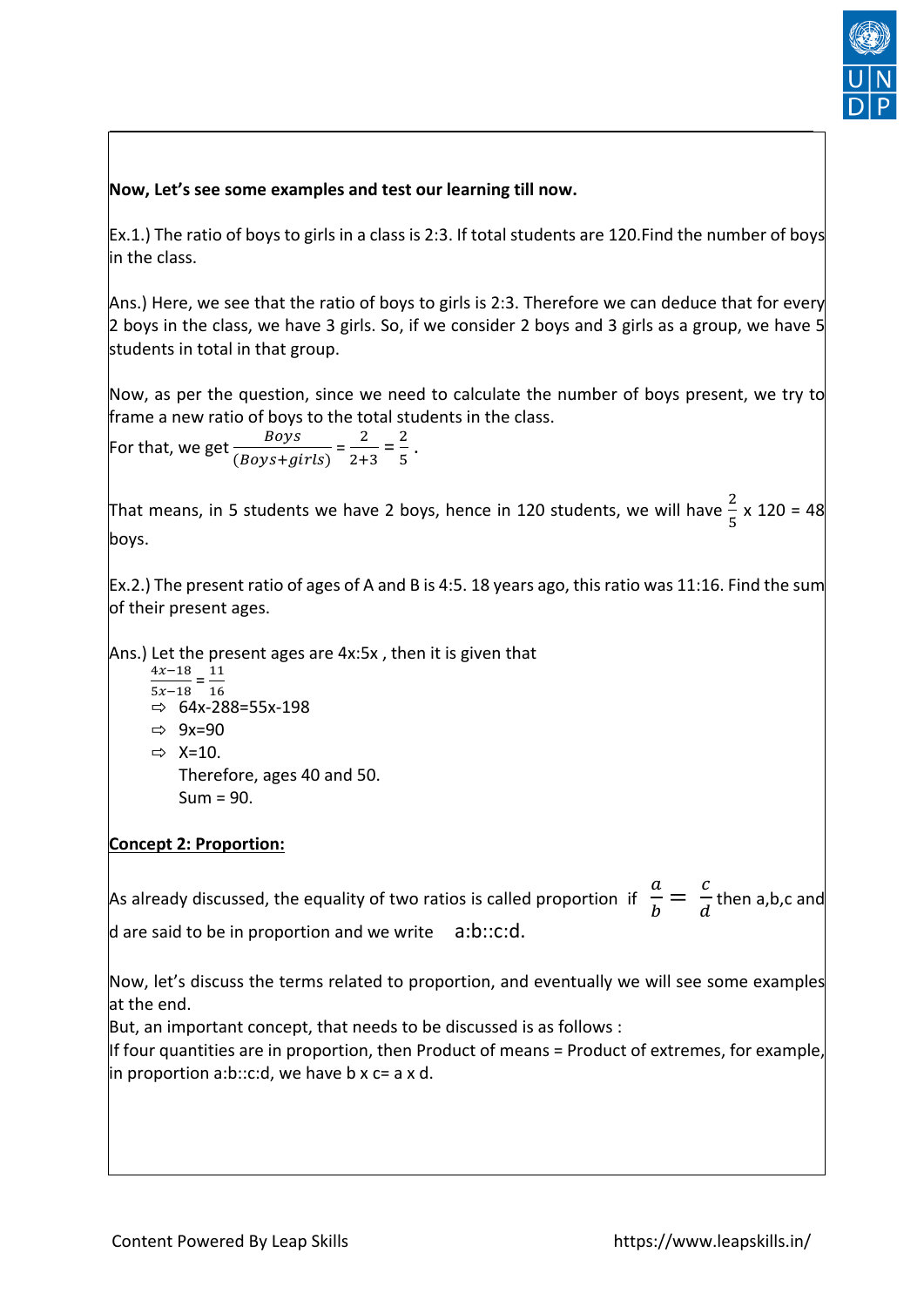**Now, Let's see some examples and test our learning till now.**

Ex.1.) The ratio of boys to girls in a class is 2:3. If total students are 120.Find the number of boys in the class.

Ans.) Here, we see that the ratio of boys to girls is 2:3. Therefore we can deduce that for every 2 boys in the class, we have 3 girls. So, if we consider 2 boys and 3 girls as a group, we have 5 students in total in that group.

Now, as per the question, since we need to calculate the number of boys present, we try to frame a new ratio of boys to the total students in the class.

For that, we get $\frac{Boys}{(Boys+girls)} = \frac{2}{2+3} = \frac{2}{5}$.

That means, in 5 students we have 2 boys, hence in 120 students, we will have $\frac{2}{5}$ x 120 = 48 boys.

Ex.2.) The present ratio of ages of A and B is 4:5. 18 years ago, this ratio was 11:16. Find the sum of their present ages.

Ans.) Let the present ages are 4x:5x , then it is given that

$\frac{4x-18}{5x-18} = \frac{11}{16}$

- ⇨ 64x-288=55x-198
- ⇨ 9x=90
- ⇨ X=10.

  Therefore, ages 40 and 50.

  Sum = 90.

**Concept 2: Proportion:**

As already discussed, the equality of two ratios is called proportion if $\frac{a}{b} = \frac{c}{d}$ then a,b,c and d are said to be in proportion and we write a:b::c:d.

Now, let's discuss the terms related to proportion, and eventually we will see some examples at the end.

But, an important concept, that needs to be discussed is as follows :

If four quantities are in proportion, then Product of means = Product of extremes, for example, in proportion a:b::c:d, we have b x c= a x d.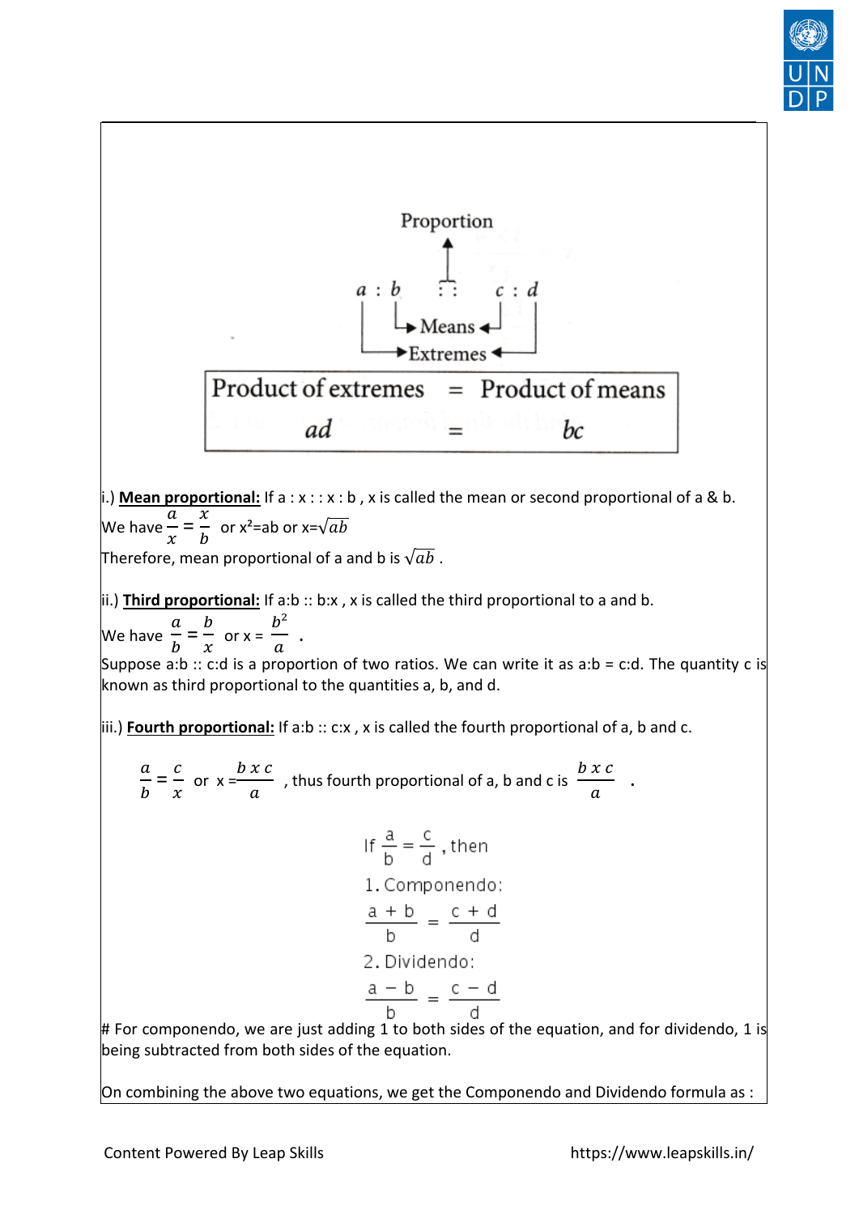Proportion

$a : b \;::\; c : d$

Means ($b$, $c$)

Extremes ($a$, $d$)

| Product of extremes | = | Product of means |
|---|---|---|
| $ad$ | = | $bc$ |

i.) **Mean proportional:** If a : x : : x : b , x is called the mean or second proportional of a & b.

We have $\frac{a}{x} = \frac{x}{b}$ or $x^2=ab$ or $x=\sqrt{ab}$

Therefore, mean proportional of a and b is $\sqrt{ab}$ .

ii.) **Third proportional:** If a:b :: b:x , x is called the third proportional to a and b.

We have $\frac{a}{b} = \frac{b}{x}$ or $x = \frac{b^2}{a}$ .

Suppose a:b :: c:d is a proportion of two ratios. We can write it as a:b = c:d. The quantity c is known as third proportional to the quantities a, b, and d.

iii.) **Fourth proportional:** If a:b :: c:x , x is called the fourth proportional of a, b and c.

$\frac{a}{b} = \frac{c}{x}$ or $x = \frac{b\ x\ c}{a}$ , thus fourth proportional of a, b and c is $\frac{b\ x\ c}{a}$ .

If $\frac{a}{b} = \frac{c}{d}$ , then

1. Componendo:

$$\frac{a+b}{b} = \frac{c+d}{d}$$

2. Dividendo:

$$\frac{a-b}{b} = \frac{c-d}{d}$$

# For componendo, we are just adding 1 to both sides of the equation, and for dividendo, 1 is being subtracted from both sides of the equation.

On combining the above two equations, we get the Componendo and Dividendo formula as :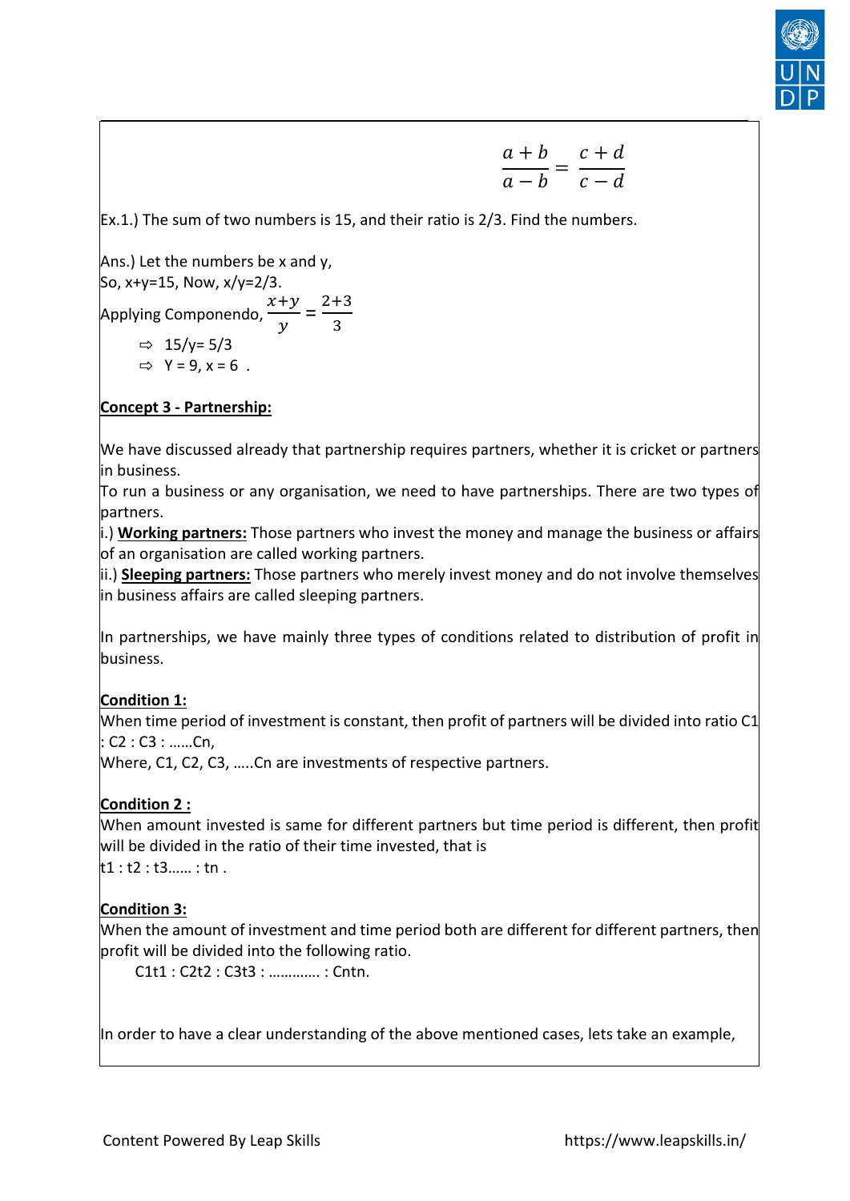$$\frac{a+b}{a-b} = \frac{c+d}{c-d}$$

Ex.1.) The sum of two numbers is 15, and their ratio is 2/3. Find the numbers.

Ans.) Let the numbers be x and y,
So, x+y=15, Now, x/y=2/3.
Applying Componendo, $\frac{x+y}{y} = \frac{2+3}{3}$

- ⇨ 15/y= 5/3
- ⇨ Y = 9, x = 6 .

**Concept 3 - Partnership:**

We have discussed already that partnership requires partners, whether it is cricket or partners in business.
To run a business or any organisation, we need to have partnerships. There are two types of partners.
i.) **Working partners:** Those partners who invest the money and manage the business or affairs of an organisation are called working partners.
ii.) **Sleeping partners:** Those partners who merely invest money and do not involve themselves in business affairs are called sleeping partners.

In partnerships, we have mainly three types of conditions related to distribution of profit in business.

**Condition 1:**
When time period of investment is constant, then profit of partners will be divided into ratio $C_1 : C_2 : C_3 : \ldots\ldots C_n$,
Where, $C_1, C_2, C_3, \ldots\ldots C_n$ are investments of respective partners.

**Condition 2 :**
When amount invested is same for different partners but time period is different, then profit will be divided in the ratio of their time invested, that is
$t_1 : t_2 : t_3 \ldots\ldots : t_n$ .

**Condition 3:**
When the amount of investment and time period both are different for different partners, then profit will be divided into the following ratio.

$C_1t_1 : C_2t_2 : C_3t_3 : \ldots\ldots\ldots\ldots : C_nt_n$.

In order to have a clear understanding of the above mentioned cases, lets take an example,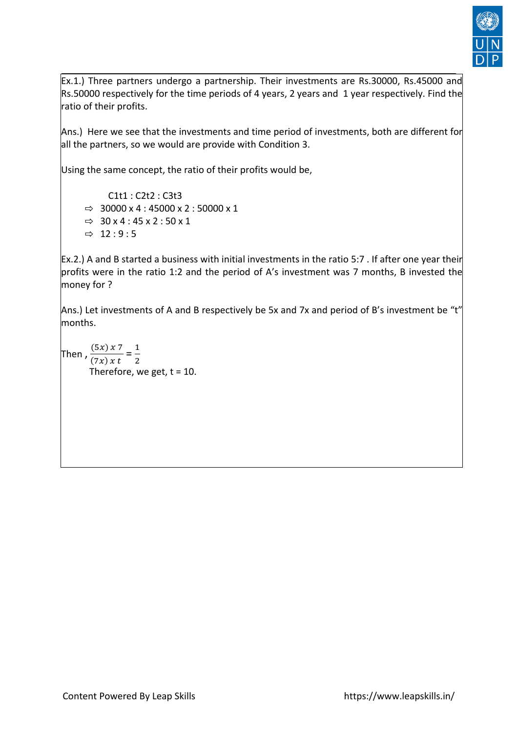Ex.1.) Three partners undergo a partnership. Their investments are Rs.30000, Rs.45000 and Rs.50000 respectively for the time periods of 4 years, 2 years and 1 year respectively. Find the ratio of their profits.

Ans.) Here we see that the investments and time period of investments, both are different for all the partners, so we would are provide with Condition 3.

Using the same concept, the ratio of their profits would be,

$C_1t_1 : C_2t_2 : C_3t_3$

- ⇨ 30000 x 4 : 45000 x 2 : 50000 x 1
- ⇨ 30 x 4 : 45 x 2 : 50 x 1
- ⇨ 12 : 9 : 5

Ex.2.) A and B started a business with initial investments in the ratio 5:7 . If after one year their profits were in the ratio 1:2 and the period of A's investment was 7 months, B invested the money for ?

Ans.) Let investments of A and B respectively be 5x and 7x and period of B's investment be "t" months.

Then , $\frac{(5x)\ x\ 7}{(7x)\ x\ t} = \frac{1}{2}$

Therefore, we get, t = 10.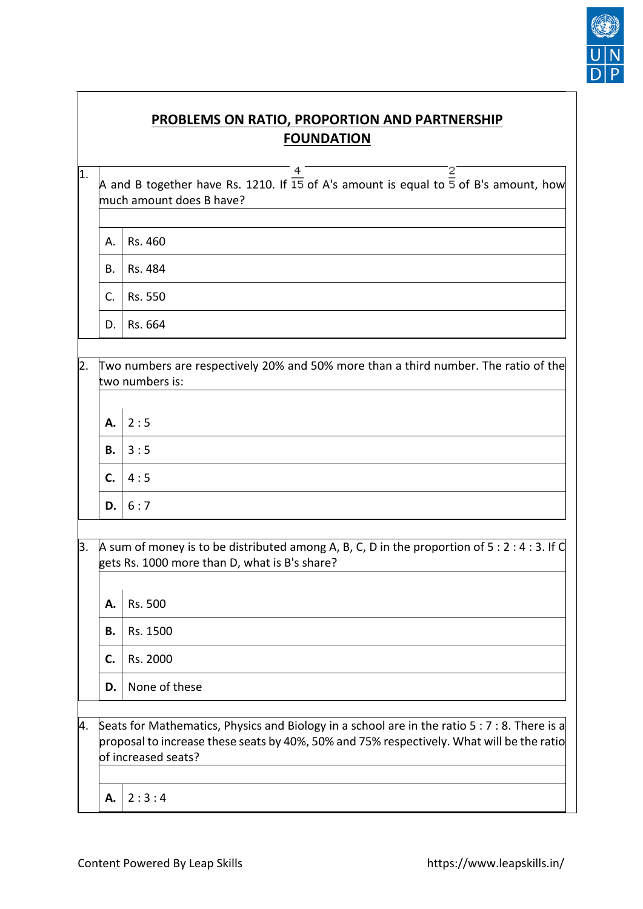## PROBLEMS ON RATIO, PROPORTION AND PARTNERSHIP FOUNDATION

1. A and B together have Rs. 1210. If $\frac{4}{15}$ of A's amount is equal to $\frac{2}{5}$ of B's amount, how much amount does B have?

| | |
|---|---|
| A. | Rs. 460 |
| B. | Rs. 484 |
| C. | Rs. 550 |
| D. | Rs. 664 |

2. Two numbers are respectively 20% and 50% more than a third number. The ratio of the two numbers is:

| | |
|---|---|
| **A.** | 2 : 5 |
| **B.** | 3 : 5 |
| **C.** | 4 : 5 |
| **D.** | 6 : 7 |

3. A sum of money is to be distributed among A, B, C, D in the proportion of 5 : 2 : 4 : 3. If C gets Rs. 1000 more than D, what is B's share?

| | |
|---|---|
| **A.** | Rs. 500 |
| **B.** | Rs. 1500 |
| **C.** | Rs. 2000 |
| **D.** | None of these |

4. Seats for Mathematics, Physics and Biology in a school are in the ratio 5 : 7 : 8. There is a proposal to increase these seats by 40%, 50% and 75% respectively. What will be the ratio of increased seats?

| | |
|---|---|
| **A.** | 2 : 3 : 4 |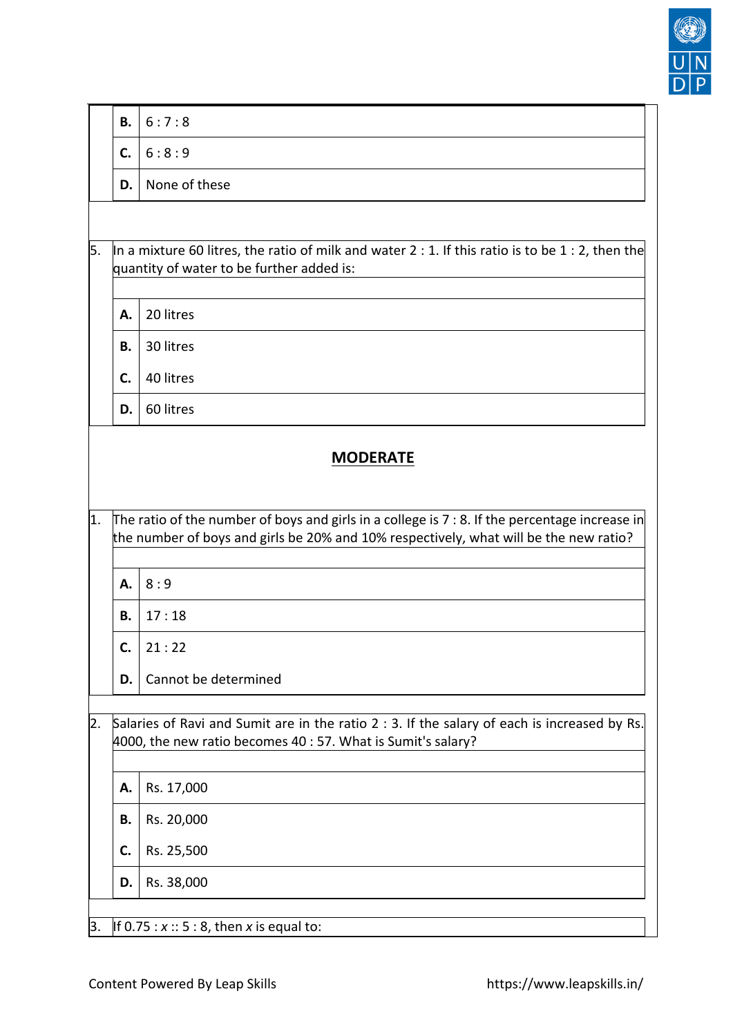| | |
|---|---|
| **B.** | 6 : 7 : 8 |
| **C.** | 6 : 8 : 9 |
| **D.** | None of these |

5. In a mixture 60 litres, the ratio of milk and water 2 : 1. If this ratio is to be 1 : 2, then the quantity of water to be further added is:

| | |
|---|---|
| **A.** | 20 litres |
| **B.** | 30 litres |
| **C.** | 40 litres |
| **D.** | 60 litres |

## MODERATE

1. The ratio of the number of boys and girls in a college is 7 : 8. If the percentage increase in the number of boys and girls be 20% and 10% respectively, what will be the new ratio?

| | |
|---|---|
| **A.** | 8 : 9 |
| **B.** | 17 : 18 |
| **C.** | 21 : 22 |
| **D.** | Cannot be determined |

2. Salaries of Ravi and Sumit are in the ratio 2 : 3. If the salary of each is increased by Rs. 4000, the new ratio becomes 40 : 57. What is Sumit's salary?

| | |
|---|---|
| **A.** | Rs. 17,000 |
| **B.** | Rs. 20,000 |
| **C.** | Rs. 25,500 |
| **D.** | Rs. 38,000 |

3. If 0.75 : $x$ :: 5 : 8, then $x$ is equal to: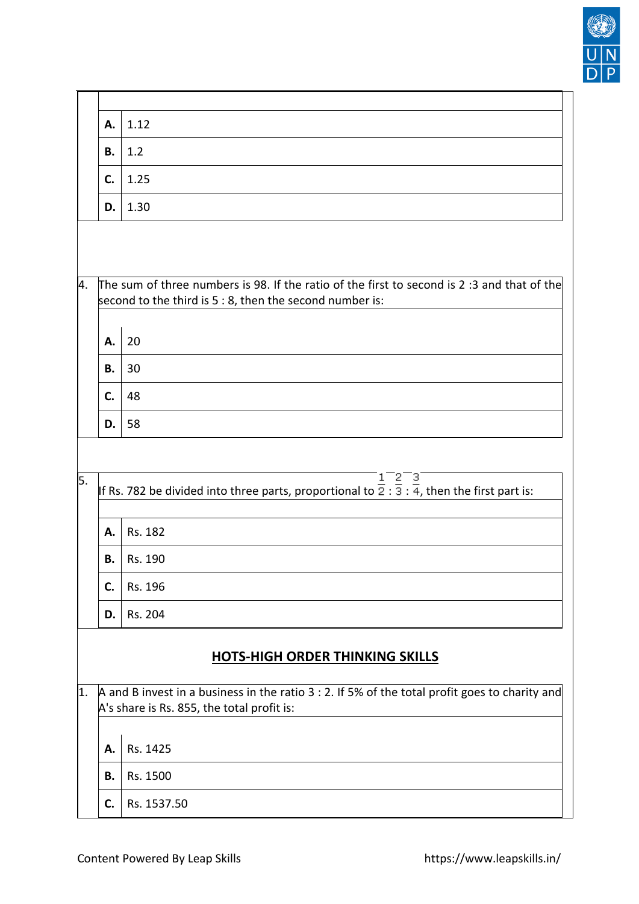| | |
|---|---|
| **A.** | 1.12 |
| **B.** | 1.2 |
| **C.** | 1.25 |
| **D.** | 1.30 |

4. The sum of three numbers is 98. If the ratio of the first to second is 2 :3 and that of the second to the third is 5 : 8, then the second number is:

| | |
|---|---|
| **A.** | 20 |
| **B.** | 30 |
| **C.** | 48 |
| **D.** | 58 |

5. If Rs. 782 be divided into three parts, proportional to $\frac{1}{2} : \frac{2}{3} : \frac{3}{4}$, then the first part is:

| | |
|---|---|
| **A.** | Rs. 182 |
| **B.** | Rs. 190 |
| **C.** | Rs. 196 |
| **D.** | Rs. 204 |

## HOTS-HIGH ORDER THINKING SKILLS

1. A and B invest in a business in the ratio 3 : 2. If 5% of the total profit goes to charity and A's share is Rs. 855, the total profit is:

| | |
|---|---|
| **A.** | Rs. 1425 |
| **B.** | Rs. 1500 |
| **C.** | Rs. 1537.50 |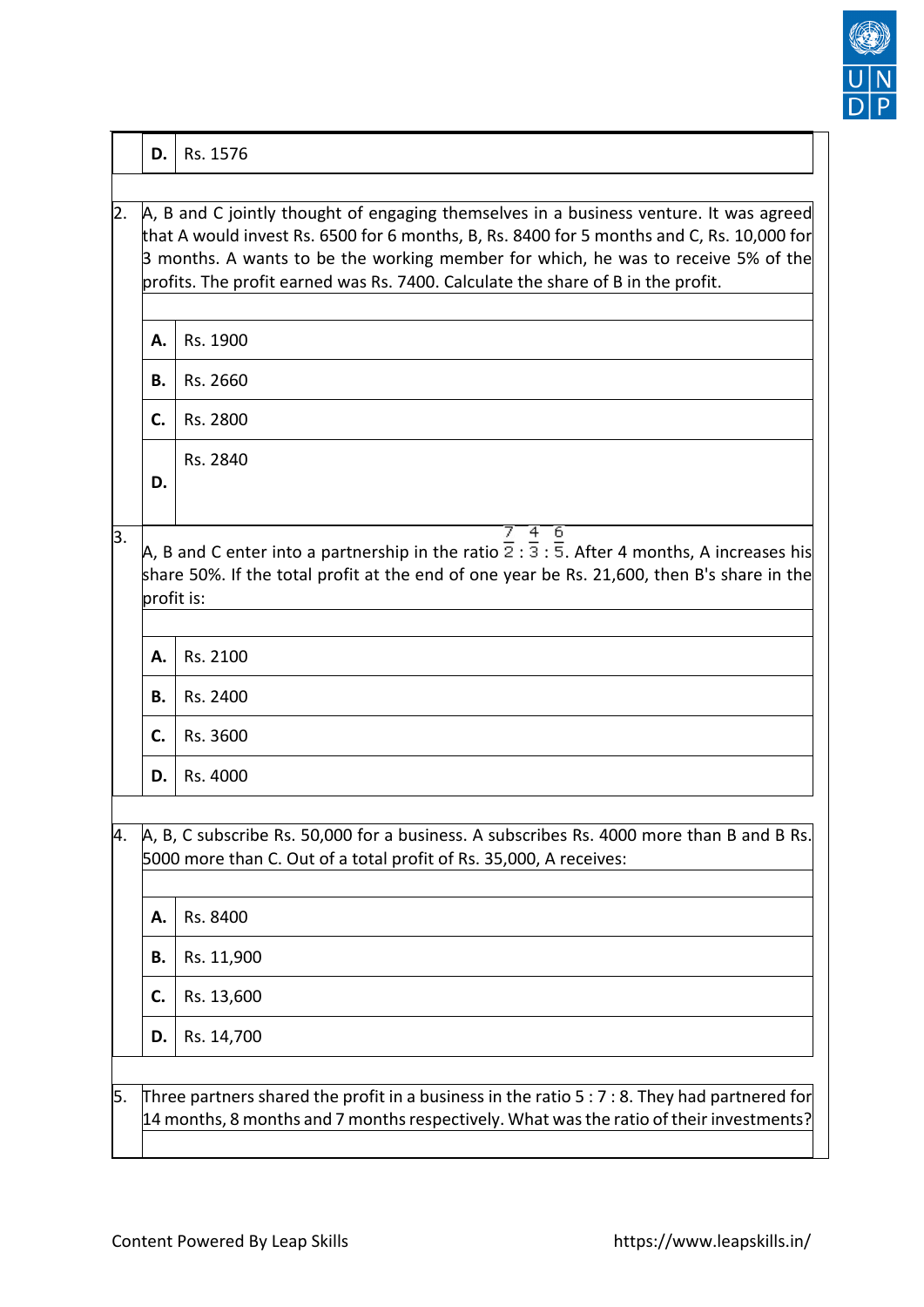| | |
|---|---|
| **D.** | Rs. 1576 |

2. A, B and C jointly thought of engaging themselves in a business venture. It was agreed that A would invest Rs. 6500 for 6 months, B, Rs. 8400 for 5 months and C, Rs. 10,000 for 3 months. A wants to be the working member for which, he was to receive 5% of the profits. The profit earned was Rs. 7400. Calculate the share of B in the profit.

| | |
|---|---|
| **A.** | Rs. 1900 |
| **B.** | Rs. 2660 |
| **C.** | Rs. 2800 |
| **D.** | Rs. 2840 |

3. A, B and C enter into a partnership in the ratio $\frac{7}{2} : \frac{4}{3} : \frac{6}{5}$. After 4 months, A increases his share 50%. If the total profit at the end of one year be Rs. 21,600, then B's share in the profit is:

| | |
|---|---|
| **A.** | Rs. 2100 |
| **B.** | Rs. 2400 |
| **C.** | Rs. 3600 |
| **D.** | Rs. 4000 |

4. A, B, C subscribe Rs. 50,000 for a business. A subscribes Rs. 4000 more than B and B Rs. 5000 more than C. Out of a total profit of Rs. 35,000, A receives:

| | |
|---|---|
| **A.** | Rs. 8400 |
| **B.** | Rs. 11,900 |
| **C.** | Rs. 13,600 |
| **D.** | Rs. 14,700 |

5. Three partners shared the profit in a business in the ratio 5 : 7 : 8. They had partnered for 14 months, 8 months and 7 months respectively. What was the ratio of their investments?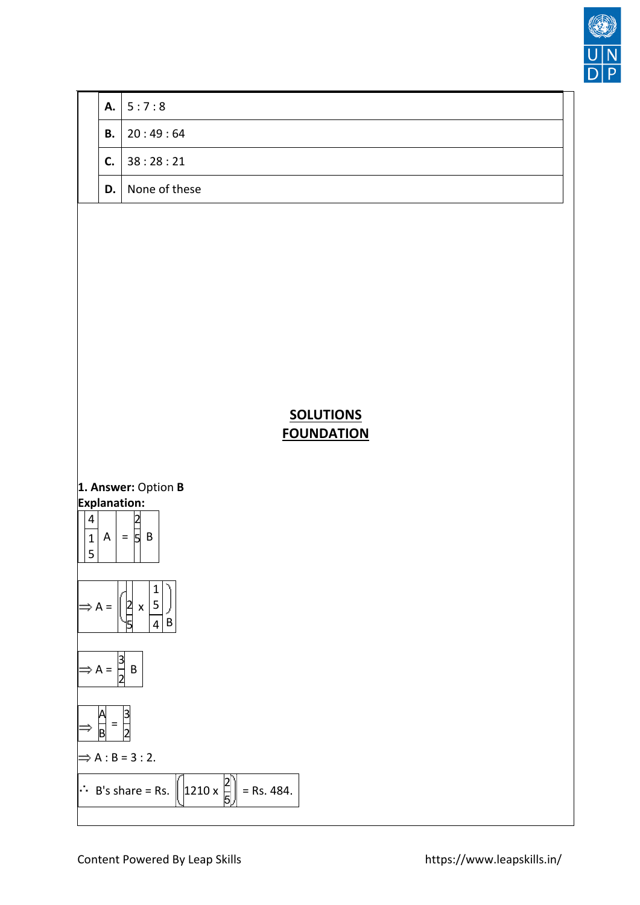| | |
|---|---|
| **A.** | 5 : 7 : 8 |
| **B.** | 20 : 49 : 64 |
| **C.** | 38 : 28 : 21 |
| **D.** | None of these |

## SOLUTIONS
## FOUNDATION

**1. Answer:** Option **B**

**Explanation:**

$$\frac{4}{15} A = \frac{2}{5} B$$

$$\Rightarrow A = \left(\frac{2}{5} \times \frac{15}{4}\right) B$$

$$\Rightarrow A = \frac{3}{2} B$$

$$\Rightarrow \frac{A}{B} = \frac{3}{2}$$

$\Rightarrow$ A : B = 3 : 2.

$\therefore$ B's share = Rs. $\left(1210 \times \frac{2}{5}\right)$ = Rs. 484.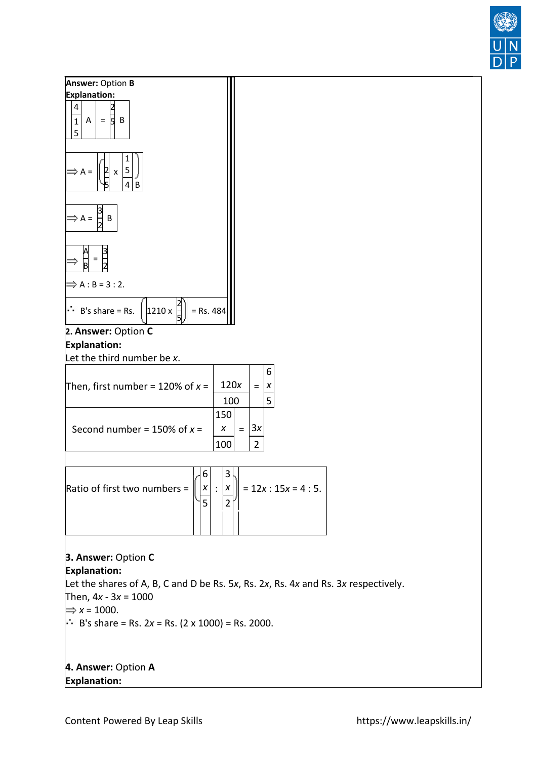**Answer:** Option **B**

**Explanation:**

$$\frac{4}{15} A = \frac{2}{5} B$$

$$\Rightarrow A = \left(\frac{2}{5} \times \frac{15}{4}\right) B$$

$$\Rightarrow A = \frac{3}{2} B$$

$$\Rightarrow \frac{A}{B} = \frac{3}{2}$$

$\Rightarrow$ A : B = 3 : 2.

$\therefore$ B's share = Rs. $\left(1210 \times \frac{2}{5}\right)$ = Rs. 484

**2. Answer:** Option **C**

**Explanation:**

Let the third number be $x$.

Then, first number = 120% of $x$ = $\frac{120x}{100} = \frac{6x}{5}$

Second number = 150% of $x$ = $\frac{150x}{100} = \frac{3x}{2}$

Ratio of first two numbers = $\left(\frac{6x}{5} : \frac{3x}{2}\right)$ = $12x : 15x$ = 4 : 5.

**3. Answer:** Option **C**

**Explanation:**

Let the shares of A, B, C and D be Rs. $5x$, Rs. $2x$, Rs. $4x$ and Rs. $3x$ respectively.

Then, $4x - 3x = 1000$

$\Rightarrow x = 1000$.

$\therefore$ B's share = Rs. $2x$ = Rs. $(2 \times 1000)$ = Rs. 2000.

**4. Answer:** Option **A**

**Explanation:**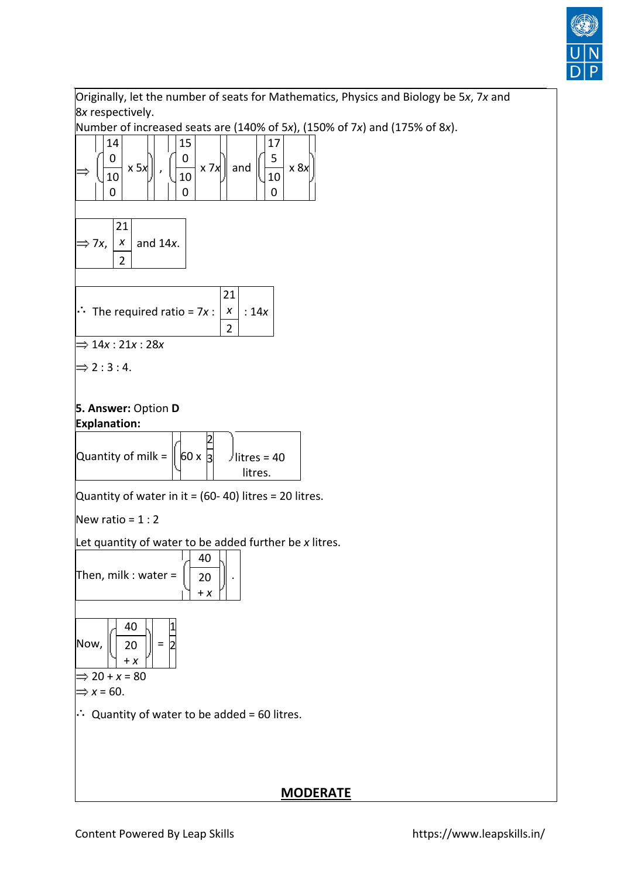Originally, let the number of seats for Mathematics, Physics and Biology be $5x$, $7x$ and $8x$ respectively.

Number of increased seats are (140% of $5x$), (150% of $7x$) and (175% of $8x$).

$$\Rightarrow \left(\frac{140}{100} \times 5x\right), \left(\frac{150}{100} \times 7x\right) \text{ and } \left(\frac{175}{100} \times 8x\right)$$

$$\Rightarrow 7x, \frac{21x}{2} \text{ and } 14x.$$

$$\therefore \text{ The required ratio} = 7x : \frac{21x}{2} : 14x$$

$\Rightarrow 14x : 21x : 28x$

$\Rightarrow 2 : 3 : 4.$

**5. Answer:** Option **D**

**Explanation:**

$$\text{Quantity of milk} = \left(60 \times \frac{2}{3}\right) \text{ litres} = 40 \text{ litres.}$$

Quantity of water in it = (60- 40) litres = 20 litres.

New ratio = 1 : 2

Let quantity of water to be added further be $x$ litres.

$$\text{Then, milk : water} = \left(\frac{40}{20 + x}\right).$$

$$\text{Now, } \left(\frac{40}{20 + x}\right) = \frac{1}{2}$$

$\Rightarrow 20 + x = 80$

$\Rightarrow x = 60.$

$\therefore$ Quantity of water to be added = 60 litres.

**MODERATE**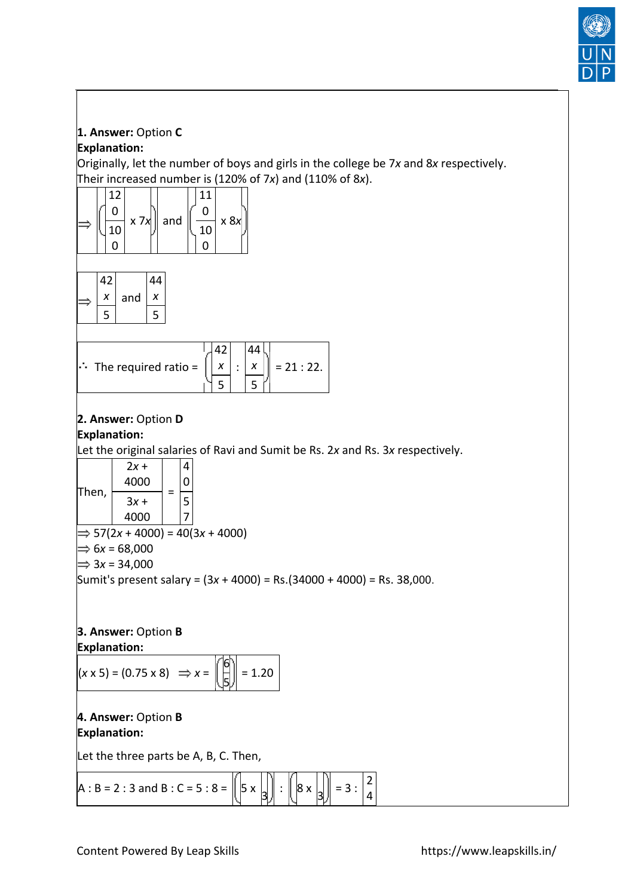**1. Answer:** Option **C**

**Explanation:**

Originally, let the number of boys and girls in the college be 7*x* and 8*x* respectively.

Their increased number is (120% of 7*x*) and (110% of 8*x*).

$$\Rightarrow \left(\frac{120}{100} \times 7x\right) \text{ and } \left(\frac{110}{100} \times 8x\right)$$

$$\Rightarrow \frac{42x}{5} \text{ and } \frac{44x}{5}$$

$$\therefore \text{ The required ratio} = \left(\frac{42x}{5} : \frac{44x}{5}\right) = 21 : 22.$$

**2. Answer:** Option **D**

**Explanation:**

Let the original salaries of Ravi and Sumit be Rs. 2*x* and Rs. 3*x* respectively.

$$\text{Then, } \frac{2x + 4000}{3x + 4000} = \frac{40}{57}$$

$\Rightarrow 57(2x + 4000) = 40(3x + 4000)$

$\Rightarrow 6x = 68{,}000$

$\Rightarrow 3x = 34{,}000$

Sumit's present salary = $(3x + 4000)$ = Rs.(34000 + 4000) = Rs. 38,000.

**3. Answer:** Option **B**

**Explanation:**

$$(x \times 5) = (0.75 \times 8) \quad \Rightarrow x = \left(\frac{6}{5}\right) = 1.20$$

**4. Answer:** Option **B**

**Explanation:**

Let the three parts be A, B, C. Then,

$$A : B = 2 : 3 \text{ and } B : C = 5 : 8 = \left(5 \times \frac{3}{5}\right) : \left(8 \times \frac{3}{5}\right) = 3 : \frac{24}{5}$$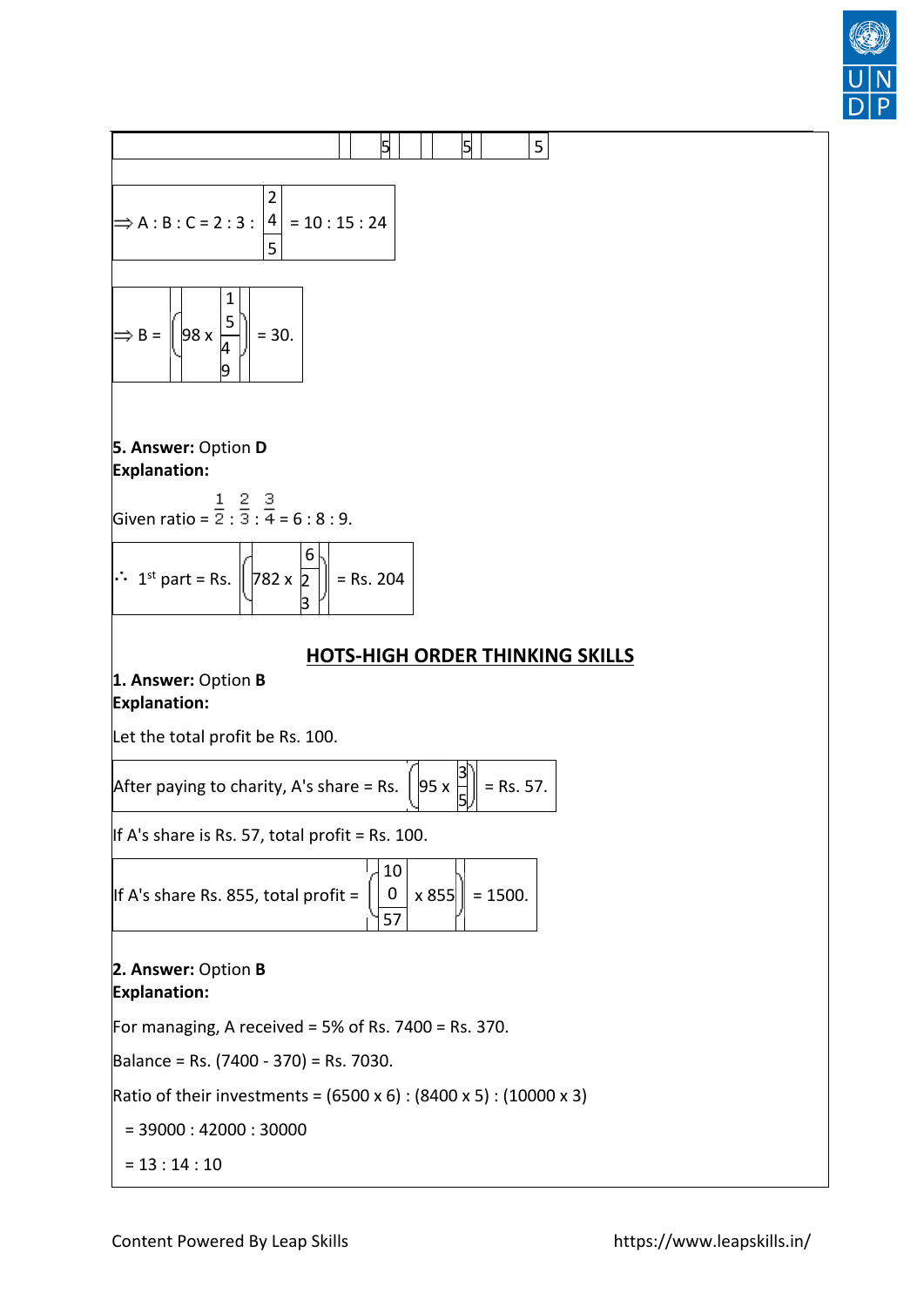| | | | | |
|---|---|---|---|---|
| | 5 | 5 | 5 | |

$\Rightarrow$ A : B : C = $2 : 3 : \frac{24}{5}$ = 10 : 15 : 24

$\Rightarrow$ B = $\left(98 \times \frac{15}{49}\right)$ = 30.

**5. Answer:** Option **D**

**Explanation:**

Given ratio = $\frac{1}{2} : \frac{2}{3} : \frac{3}{4}$ = 6 : 8 : 9.

$\therefore$ 1st part = Rs. $\left(782 \times \frac{6}{23}\right)$ = Rs. 204

## HOTS-HIGH ORDER THINKING SKILLS

**1. Answer:** Option **B**

**Explanation:**

Let the total profit be Rs. 100.

After paying to charity, A's share = Rs. $\left(95 \times \frac{3}{5}\right)$ = Rs. 57.

If A's share is Rs. 57, total profit = Rs. 100.

If A's share Rs. 855, total profit = $\left(\frac{100}{57} \times 855\right)$ = 1500.

**2. Answer:** Option **B**

**Explanation:**

For managing, A received = 5% of Rs. 7400 = Rs. 370.

Balance = Rs. (7400 - 370) = Rs. 7030.

Ratio of their investments = (6500 x 6) : (8400 x 5) : (10000 x 3)

= 39000 : 42000 : 30000

= 13 : 14 : 10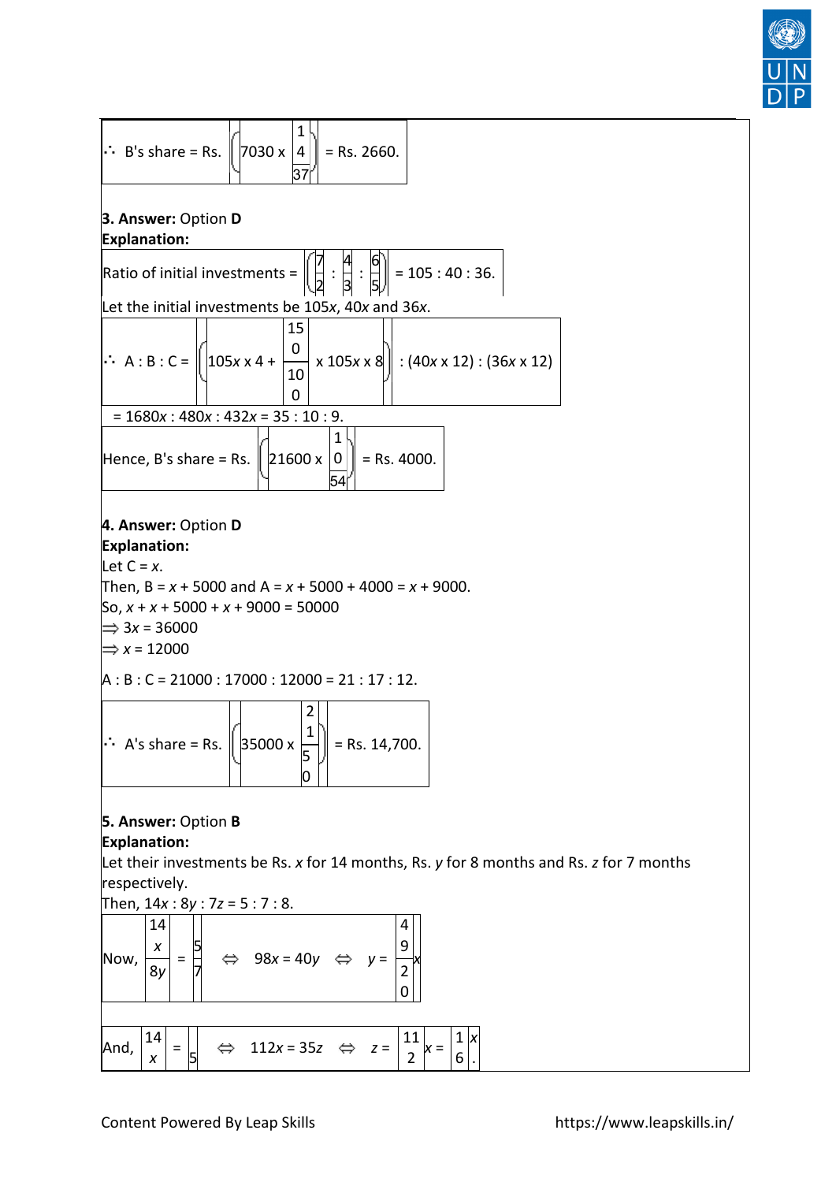$\therefore$ B's share = Rs. $\left(7030 \times \frac{14}{37}\right)$ = Rs. 2660.

**3. Answer:** Option **D**

**Explanation:**

Ratio of initial investments = $\left(\frac{7}{2} : \frac{4}{3} : \frac{6}{5}\right)$ = 105 : 40 : 36.

Let the initial investments be 105$x$, 40$x$ and 36$x$.

$\therefore$ A : B : C = $\left(105x \times 4 + \frac{150}{100} \times 105x \times 8\right)$ : $(40x \times 12)$ : $(36x \times 12)$

= 1680$x$ : 480$x$ : 432$x$ = 35 : 10 : 9.

Hence, B's share = Rs. $\left(21600 \times \frac{10}{54}\right)$ = Rs. 4000.

**4. Answer:** Option **D**

**Explanation:**

Let C = $x$.

Then, B = $x$ + 5000 and A = $x$ + 5000 + 4000 = $x$ + 9000.

So, $x$ + $x$ + 5000 + $x$ + 9000 = 50000

$\Rightarrow$ 3$x$ = 36000

$\Rightarrow$ $x$ = 12000

A : B : C = 21000 : 17000 : 12000 = 21 : 17 : 12.

$\therefore$ A's share = Rs. $\left(35000 \times \frac{21}{50}\right)$ = Rs. 14,700.

**5. Answer:** Option **B**

**Explanation:**

Let their investments be Rs. $x$ for 14 months, Rs. $y$ for 8 months and Rs. $z$ for 7 months respectively.

Then, 14$x$ : 8$y$ : 7$z$ = 5 : 7 : 8.

Now, $\frac{14x}{8y} = \frac{5}{7}$ $\Leftrightarrow$ 98$x$ = 40$y$ $\Leftrightarrow$ $y = \frac{49}{20}x$

And, $\frac{14x}{\phantom{0}} = \frac{5}{\phantom{0}}$ $\Leftrightarrow$ 112$x$ = 35$z$ $\Leftrightarrow$ $z = \frac{112}{\phantom{0}}x = \frac{16}{\phantom{0}}x$.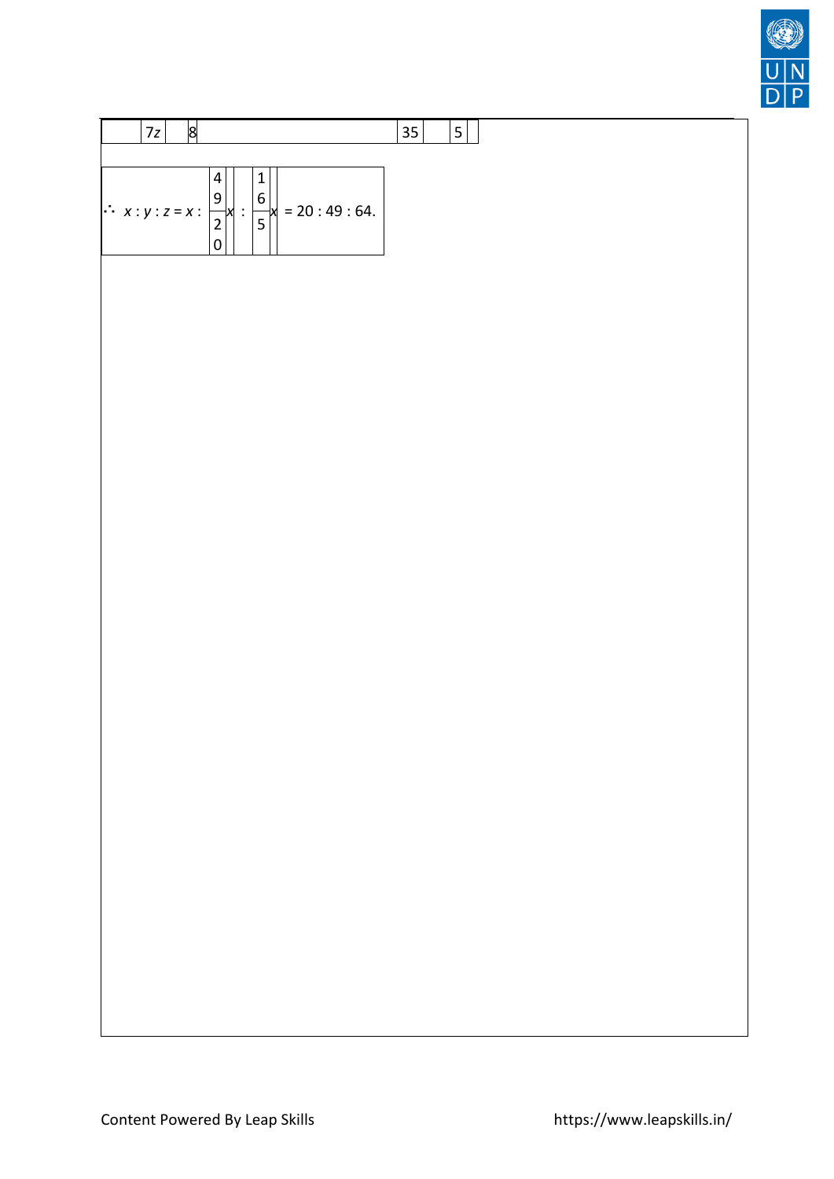| | | | | |
|---|---|---|---|---|
| $7z$ | 8 | | 35 | 5 |

$$\therefore\ x : y : z = x : \frac{49}{20}x : \frac{16}{5}x = 20 : 49 : 64.$$